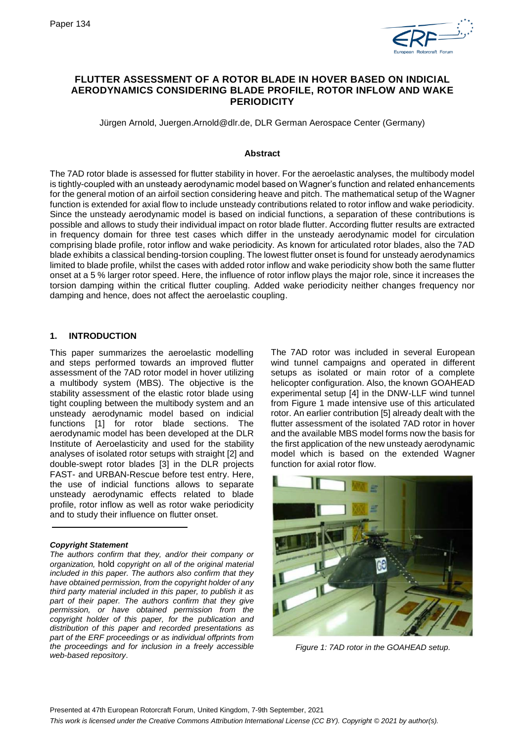# FLUTTER ASSESSMENT OF A ROTOR BLADE IN HOVER BASED ON INDICIAL AERODYNAMICS CONSIDERING BLADE PROFILE, ROTOR INFLOW AND WAKE PERIODICITY

Jürgen Arnold, Juergen.Arnold@dlr.de, DLR German Aerospace Center (Germany)

## Abstract

The 7AD rotor blade is assessed for flutter stability in hover. For the aeroelastic analyses, the multibody model is tightly-coupled with an unsteady aerodynamic model based on Wagner's function and related enhancements for the general motion of an airfoil section considering heave and pitch. The mathematical setup of the Wagner function is extended for axial flow to include unsteady contributions related to rotor inflow and wake periodicity. Since the unsteady aerodynamic model is based on indicial functions, a separation of these contributions is possible and allows to study their individual impact on rotor blade flutter. According flutter results are extracted in frequency domain for three test cases which differ in the unsteady aerodynamic model for circulation comprising blade profile, rotor inflow and wake periodicity. As known for articulated rotor blades, also the 7AD blade exhibits a classical bending-torsion coupling. The lowest flutter onset is found for unsteady aerodynamics limited to blade profile, whilst the cases with added rotor inflow and wake periodicity show both the same flutter onset at a 5 % larger rotor speed. Here, the influence of rotor inflow plays the major role, since it increases the torsion damping within the critical flutter coupling. Added wake periodicity neither changes frequency nor damping and hence, does not affect the aeroelastic coupling.

## 1. INTRODUCTION

This paper summarizes the aeroelastic modelling and steps performed towards an improved flutter assessment of the 7AD rotor model in hover utilizing a multibody system (MBS). The objective is the stability assessment of the elastic rotor blade using tight coupling between the multibody system and an unsteady aerodynamic model based on indicial functions [1] for rotor blade sections. The aerodynamic model has been developed at the DLR Institute of Aeroelasticity and used for the stability analyses of isolated rotor setups with straight [2] and double-swept rotor blades [3] in the DLR projects FAST- and URBAN-Rescue before test entry. Here, the use of indicial functions allows to separate unsteady aerodynamic effects related to blade profile, rotor inflow as well as rotor wake periodicity and to study their influence on flutter onset.

***Copyright Statement***

*The authors confirm that they, and/or their company or organization,* hold *copyright on all of the original material included in this paper. The authors also confirm that they have obtained permission, from the copyright holder of any third party material included in this paper, to publish it as part of their paper. The authors confirm that they give permission, or have obtained permission from the copyright holder of this paper, for the publication and distribution of this paper and recorded presentations as part of the ERF proceedings or as individual offprints from the proceedings and for inclusion in a freely accessible web-based repository*.

The 7AD rotor was included in several European wind tunnel campaigns and operated in different setups as isolated or main rotor of a complete helicopter configuration. Also, the known GOAHEAD experimental setup [4] in the DNW-LLF wind tunnel from Figure 1 made intensive use of this articulated rotor. An earlier contribution [5] already dealt with the flutter assessment of the isolated 7AD rotor in hover and the available MBS model forms now the basis for the first application of the new unsteady aerodynamic model which is based on the extended Wagner function for axial rotor flow.

*Figure 1: 7AD rotor in the GOAHEAD setup.*

Presented at 47th European Rotorcraft Forum, United Kingdom, 7-9th September, 2021

*This work is licensed under the Creative Commons Attribution International License (CC BY). Copyright © 2021 by author(s).*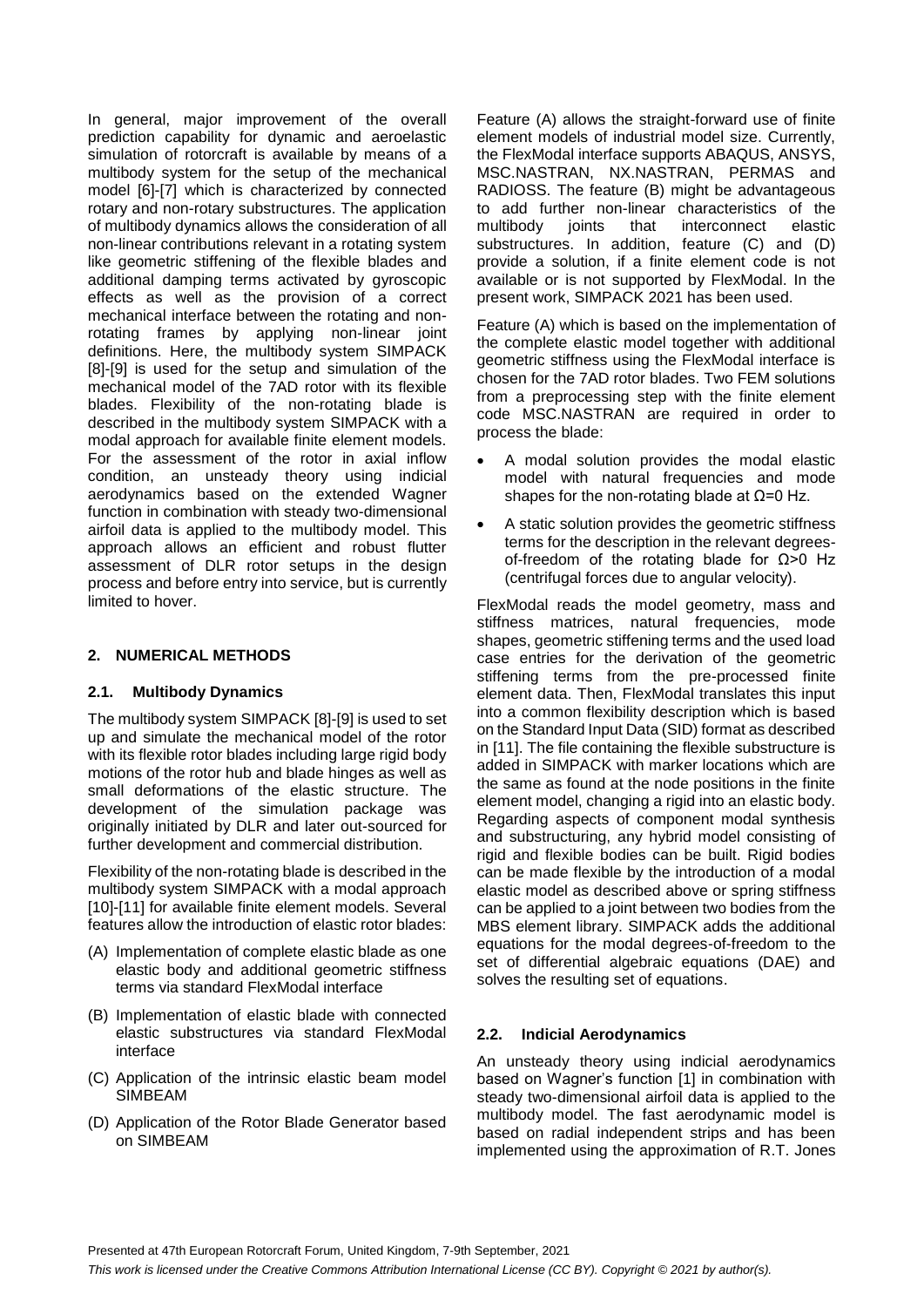In general, major improvement of the overall prediction capability for dynamic and aeroelastic simulation of rotorcraft is available by means of a multibody system for the setup of the mechanical model [6]-[7] which is characterized by connected rotary and non-rotary substructures. The application of multibody dynamics allows the consideration of all non-linear contributions relevant in a rotating system like geometric stiffening of the flexible blades and additional damping terms activated by gyroscopic effects as well as the provision of a correct mechanical interface between the rotating and non-rotating frames by applying non-linear joint definitions. Here, the multibody system SIMPACK [8]-[9] is used for the setup and simulation of the mechanical model of the 7AD rotor with its flexible blades. Flexibility of the non-rotating blade is described in the multibody system SIMPACK with a modal approach for available finite element models. For the assessment of the rotor in axial inflow condition, an unsteady theory using indicial aerodynamics based on the extended Wagner function in combination with steady two-dimensional airfoil data is applied to the multibody model. This approach allows an efficient and robust flutter assessment of DLR rotor setups in the design process and before entry into service, but is currently limited to hover.

## 2. NUMERICAL METHODS

### 2.1. Multibody Dynamics

The multibody system SIMPACK [8]-[9] is used to set up and simulate the mechanical model of the rotor with its flexible rotor blades including large rigid body motions of the rotor hub and blade hinges as well as small deformations of the elastic structure. The development of the simulation package was originally initiated by DLR and later out-sourced for further development and commercial distribution.

Flexibility of the non-rotating blade is described in the multibody system SIMPACK with a modal approach [10]-[11] for available finite element models. Several features allow the introduction of elastic rotor blades:

(A) Implementation of complete elastic blade as one elastic body and additional geometric stiffness terms via standard FlexModal interface

(B) Implementation of elastic blade with connected elastic substructures via standard FlexModal interface

(C) Application of the intrinsic elastic beam model SIMBEAM

(D) Application of the Rotor Blade Generator based on SIMBEAM

Feature (A) allows the straight-forward use of finite element models of industrial model size. Currently, the FlexModal interface supports ABAQUS, ANSYS, MSC.NASTRAN, NX.NASTRAN, PERMAS and RADIOSS. The feature (B) might be advantageous to add further non-linear characteristics of the multibody joints that interconnect elastic substructures. In addition, feature (C) and (D) provide a solution, if a finite element code is not available or is not supported by FlexModal. In the present work, SIMPACK 2021 has been used.

Feature (A) which is based on the implementation of the complete elastic model together with additional geometric stiffness using the FlexModal interface is chosen for the 7AD rotor blades. Two FEM solutions from a preprocessing step with the finite element code MSC.NASTRAN are required in order to process the blade:

- A modal solution provides the modal elastic model with natural frequencies and mode shapes for the non-rotating blade at $\Omega$=0 Hz.
- A static solution provides the geometric stiffness terms for the description in the relevant degrees-of-freedom of the rotating blade for $\Omega$>0 Hz (centrifugal forces due to angular velocity).

FlexModal reads the model geometry, mass and stiffness matrices, natural frequencies, mode shapes, geometric stiffening terms and the used load case entries for the derivation of the geometric stiffening terms from the pre-processed finite element data. Then, FlexModal translates this input into a common flexibility description which is based on the Standard Input Data (SID) format as described in [11]. The file containing the flexible substructure is added in SIMPACK with marker locations which are the same as found at the node positions in the finite element model, changing a rigid into an elastic body. Regarding aspects of component modal synthesis and substructuring, any hybrid model consisting of rigid and flexible bodies can be built. Rigid bodies can be made flexible by the introduction of a modal elastic model as described above or spring stiffness can be applied to a joint between two bodies from the MBS element library. SIMPACK adds the additional equations for the modal degrees-of-freedom to the set of differential algebraic equations (DAE) and solves the resulting set of equations.

### 2.2. Indicial Aerodynamics

An unsteady theory using indicial aerodynamics based on Wagner's function [1] in combination with steady two-dimensional airfoil data is applied to the multibody model. The fast aerodynamic model is based on radial independent strips and has been implemented using the approximation of R.T. Jones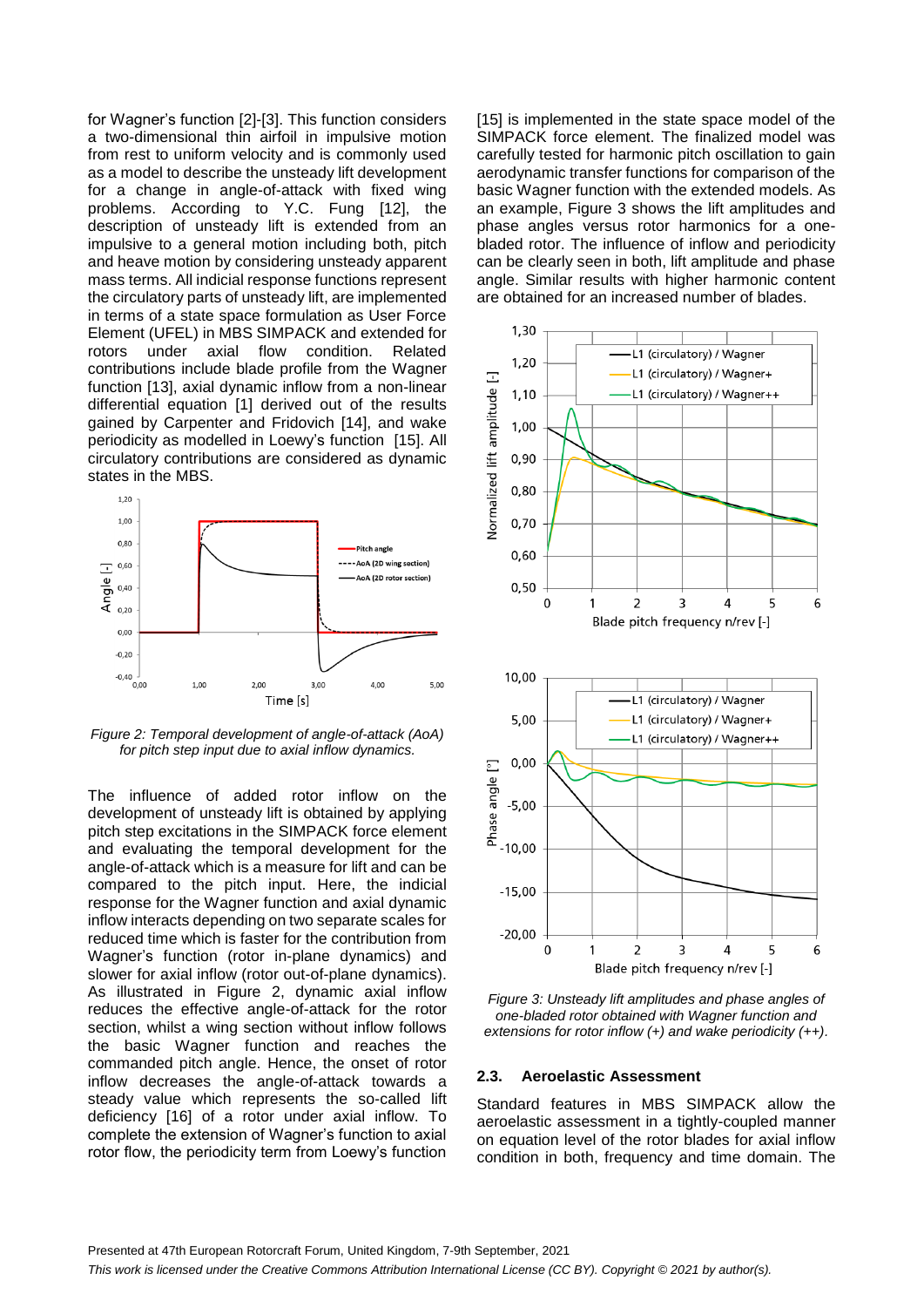for Wagner's function [2]-[3]. This function considers a two-dimensional thin airfoil in impulsive motion from rest to uniform velocity and is commonly used as a model to describe the unsteady lift development for a change in angle-of-attack with fixed wing problems. According to Y.C. Fung [12], the description of unsteady lift is extended from an impulsive to a general motion including both, pitch and heave motion by considering unsteady apparent mass terms. All indicial response functions represent the circulatory parts of unsteady lift, are implemented in terms of a state space formulation as User Force Element (UFEL) in MBS SIMPACK and extended for rotors under axial flow condition. Related contributions include blade profile from the Wagner function [13], axial dynamic inflow from a non-linear differential equation [1] derived out of the results gained by Carpenter and Fridovich [14], and wake periodicity as modelled in Loewy's function [15]. All circulatory contributions are considered as dynamic states in the MBS.

*Figure 2: Temporal development of angle-of-attack (AoA) for pitch step input due to axial inflow dynamics.*

The influence of added rotor inflow on the development of unsteady lift is obtained by applying pitch step excitations in the SIMPACK force element and evaluating the temporal development for the angle-of-attack which is a measure for lift and can be compared to the pitch input. Here, the indicial response for the Wagner function and axial dynamic inflow interacts depending on two separate scales for reduced time which is faster for the contribution from Wagner's function (rotor in-plane dynamics) and slower for axial inflow (rotor out-of-plane dynamics). As illustrated in Figure 2, dynamic axial inflow reduces the effective angle-of-attack for the rotor section, whilst a wing section without inflow follows the basic Wagner function and reaches the commanded pitch angle. Hence, the onset of rotor inflow decreases the angle-of-attack towards a steady value which represents the so-called lift deficiency [16] of a rotor under axial inflow. To complete the extension of Wagner's function to axial rotor flow, the periodicity term from Loewy's function [15] is implemented in the state space model of the SIMPACK force element. The finalized model was carefully tested for harmonic pitch oscillation to gain aerodynamic transfer functions for comparison of the basic Wagner function with the extended models. As an example, Figure 3 shows the lift amplitudes and phase angles versus rotor harmonics for a one-bladed rotor. The influence of inflow and periodicity can be clearly seen in both, lift amplitude and phase angle. Similar results with higher harmonic content are obtained for an increased number of blades.

*Figure 3: Unsteady lift amplitudes and phase angles of one-bladed rotor obtained with Wagner function and extensions for rotor inflow (+) and wake periodicity (++).*

### 2.3. Aeroelastic Assessment

Standard features in MBS SIMPACK allow the aeroelastic assessment in a tightly-coupled manner on equation level of the rotor blades for axial inflow condition in both, frequency and time domain. The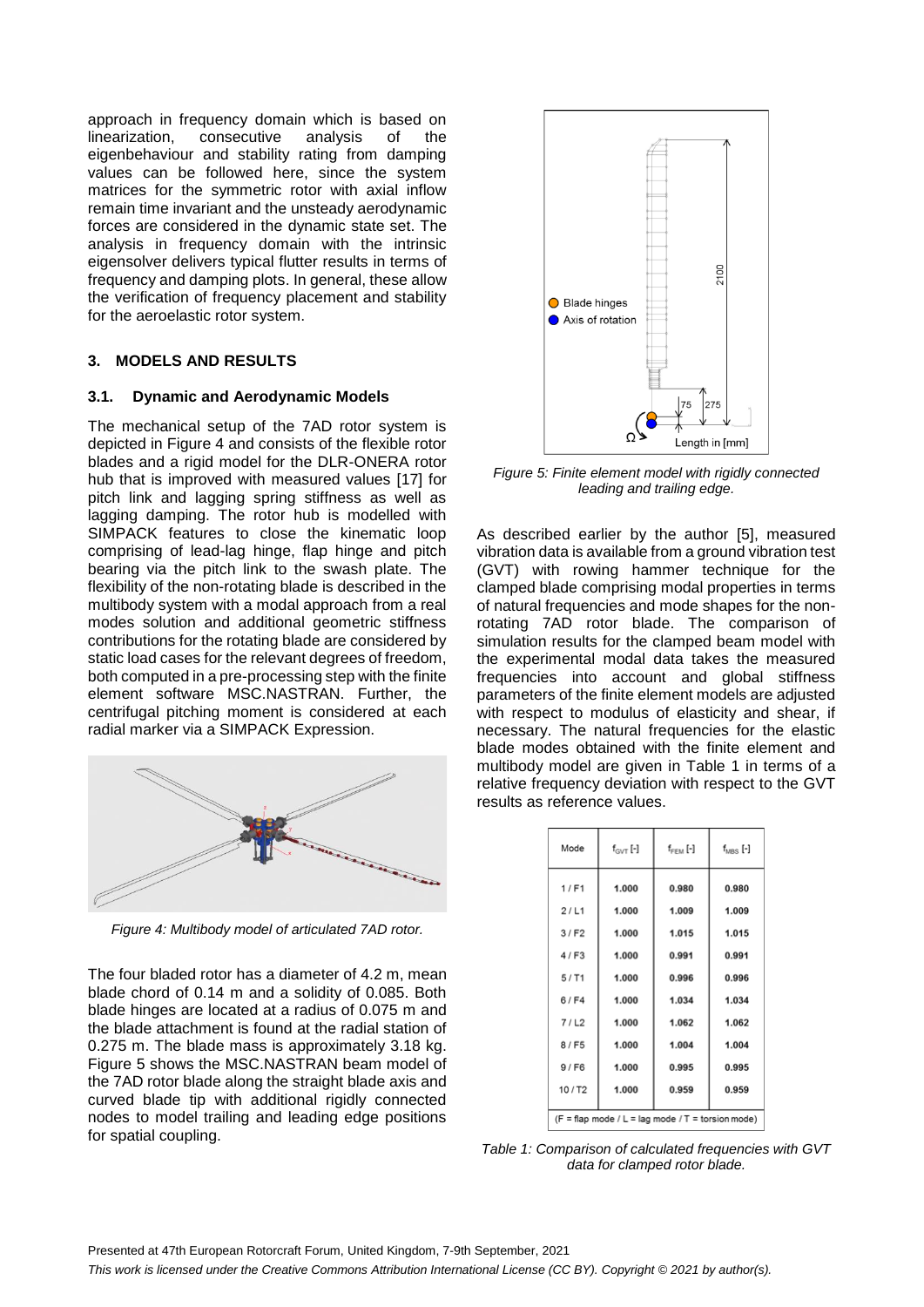approach in frequency domain which is based on linearization, consecutive analysis of the eigenbehaviour and stability rating from damping values can be followed here, since the system matrices for the symmetric rotor with axial inflow remain time invariant and the unsteady aerodynamic forces are considered in the dynamic state set. The analysis in frequency domain with the intrinsic eigensolver delivers typical flutter results in terms of frequency and damping plots. In general, these allow the verification of frequency placement and stability for the aeroelastic rotor system.

## 3. MODELS AND RESULTS

### 3.1. Dynamic and Aerodynamic Models

The mechanical setup of the 7AD rotor system is depicted in Figure 4 and consists of the flexible rotor blades and a rigid model for the DLR-ONERA rotor hub that is improved with measured values [17] for pitch link and lagging spring stiffness as well as lagging damping. The rotor hub is modelled with SIMPACK features to close the kinematic loop comprising of lead-lag hinge, flap hinge and pitch bearing via the pitch link to the swash plate. The flexibility of the non-rotating blade is described in the multibody system with a modal approach from a real modes solution and additional geometric stiffness contributions for the rotating blade are considered by static load cases for the relevant degrees of freedom, both computed in a pre-processing step with the finite element software MSC.NASTRAN. Further, the centrifugal pitching moment is considered at each radial marker via a SIMPACK Expression.

*Figure 4: Multibody model of articulated 7AD rotor.*

The four bladed rotor has a diameter of 4.2 m, mean blade chord of 0.14 m and a solidity of 0.085. Both blade hinges are located at a radius of 0.075 m and the blade attachment is found at the radial station of 0.275 m. The blade mass is approximately 3.18 kg. Figure 5 shows the MSC.NASTRAN beam model of the 7AD rotor blade along the straight blade axis and curved blade tip with additional rigidly connected nodes to model trailing and leading edge positions for spatial coupling.

*Figure 5: Finite element model with rigidly connected leading and trailing edge.*

As described earlier by the author [5], measured vibration data is available from a ground vibration test (GVT) with rowing hammer technique for the clamped blade comprising modal properties in terms of natural frequencies and mode shapes for the non-rotating 7AD rotor blade. The comparison of simulation results for the clamped beam model with the experimental modal data takes the measured frequencies into account and global stiffness parameters of the finite element models are adjusted with respect to modulus of elasticity and shear, if necessary. The natural frequencies for the elastic blade modes obtained with the finite element and multibody model are given in Table 1 in terms of a relative frequency deviation with respect to the GVT results as reference values.

| Mode | $f_{GVT}$ [-] | $f_{FEM}$ [-] | $f_{MBS}$ [-] |
|---|---|---|---|
| 1 / F1 | 1.000 | 0.980 | 0.980 |
| 2 / L1 | 1.000 | 1.009 | 1.009 |
| 3 / F2 | 1.000 | 1.015 | 1.015 |
| 4 / F3 | 1.000 | 0.991 | 0.991 |
| 5 / T1 | 1.000 | 0.996 | 0.996 |
| 6 / F4 | 1.000 | 1.034 | 1.034 |
| 7 / L2 | 1.000 | 1.062 | 1.062 |
| 8 / F5 | 1.000 | 1.004 | 1.004 |
| 9 / F6 | 1.000 | 0.995 | 0.995 |
| 10 / T2 | 1.000 | 0.959 | 0.959 |

(F = flap mode / L = lag mode / T = torsion mode)

*Table 1: Comparison of calculated frequencies with GVT data for clamped rotor blade.*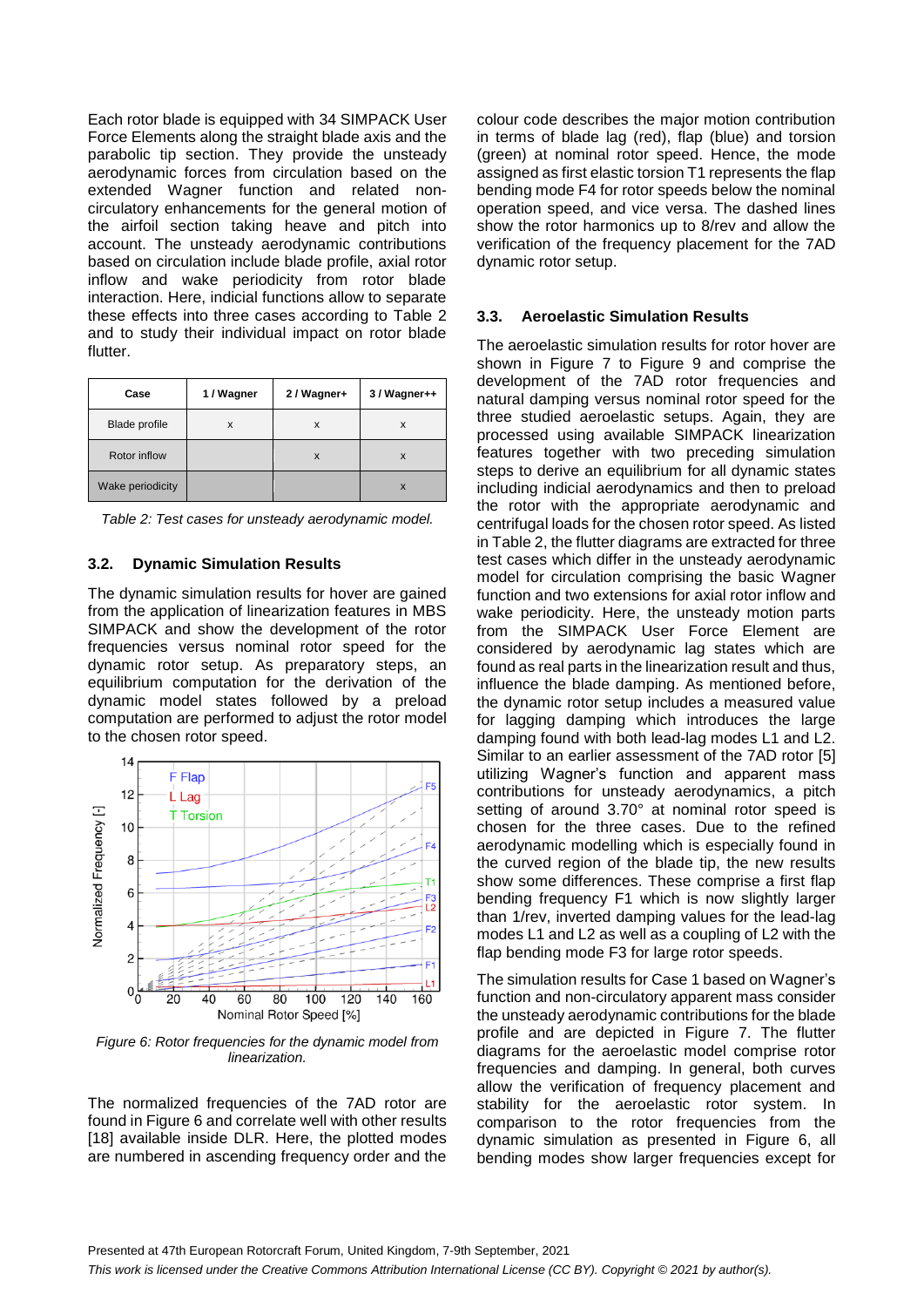Each rotor blade is equipped with 34 SIMPACK User Force Elements along the straight blade axis and the parabolic tip section. They provide the unsteady aerodynamic forces from circulation based on the extended Wagner function and related non-circulatory enhancements for the general motion of the airfoil section taking heave and pitch into account. The unsteady aerodynamic contributions based on circulation include blade profile, axial rotor inflow and wake periodicity from rotor blade interaction. Here, indicial functions allow to separate these effects into three cases according to Table 2 and to study their individual impact on rotor blade flutter.

| Case | 1 / Wagner | 2 / Wagner+ | 3 / Wagner++ |
|---|---|---|---|
| Blade profile | x | x | x |
| Rotor inflow | | x | x |
| Wake periodicity | | | x |

*Table 2: Test cases for unsteady aerodynamic model.*

### 3.2. Dynamic Simulation Results

The dynamic simulation results for hover are gained from the application of linearization features in MBS SIMPACK and show the development of the rotor frequencies versus nominal rotor speed for the dynamic rotor setup. As preparatory steps, an equilibrium computation for the derivation of the dynamic model states followed by a preload computation are performed to adjust the rotor model to the chosen rotor speed.

*Figure 6: Rotor frequencies for the dynamic model from linearization.*

The normalized frequencies of the 7AD rotor are found in Figure 6 and correlate well with other results [18] available inside DLR. Here, the plotted modes are numbered in ascending frequency order and the colour code describes the major motion contribution in terms of blade lag (red), flap (blue) and torsion (green) at nominal rotor speed. Hence, the mode assigned as first elastic torsion T1 represents the flap bending mode F4 for rotor speeds below the nominal operation speed, and vice versa. The dashed lines show the rotor harmonics up to 8/rev and allow the verification of the frequency placement for the 7AD dynamic rotor setup.

### 3.3. Aeroelastic Simulation Results

The aeroelastic simulation results for rotor hover are shown in Figure 7 to Figure 9 and comprise the development of the 7AD rotor frequencies and natural damping versus nominal rotor speed for the three studied aeroelastic setups. Again, they are processed using available SIMPACK linearization features together with two preceding simulation steps to derive an equilibrium for all dynamic states including indicial aerodynamics and then to preload the rotor with the appropriate aerodynamic and centrifugal loads for the chosen rotor speed. As listed in Table 2, the flutter diagrams are extracted for three test cases which differ in the unsteady aerodynamic model for circulation comprising the basic Wagner function and two extensions for axial rotor inflow and wake periodicity. Here, the unsteady motion parts from the SIMPACK User Force Element are considered by aerodynamic lag states which are found as real parts in the linearization result and thus, influence the blade damping. As mentioned before, the dynamic rotor setup includes a measured value for lagging damping which introduces the large damping found with both lead-lag modes L1 and L2. Similar to an earlier assessment of the 7AD rotor [5] utilizing Wagner's function and apparent mass contributions for unsteady aerodynamics, a pitch setting of around 3.70° at nominal rotor speed is chosen for the three cases. Due to the refined aerodynamic modelling which is especially found in the curved region of the blade tip, the new results show some differences. These comprise a first flap bending frequency F1 which is now slightly larger than 1/rev, inverted damping values for the lead-lag modes L1 and L2 as well as a coupling of L2 with the flap bending mode F3 for large rotor speeds.

The simulation results for Case 1 based on Wagner's function and non-circulatory apparent mass consider the unsteady aerodynamic contributions for the blade profile and are depicted in Figure 7. The flutter diagrams for the aeroelastic model comprise rotor frequencies and damping. In general, both curves allow the verification of frequency placement and stability for the aeroelastic rotor system. In comparison to the rotor frequencies from the dynamic simulation as presented in Figure 6, all bending modes show larger frequencies except for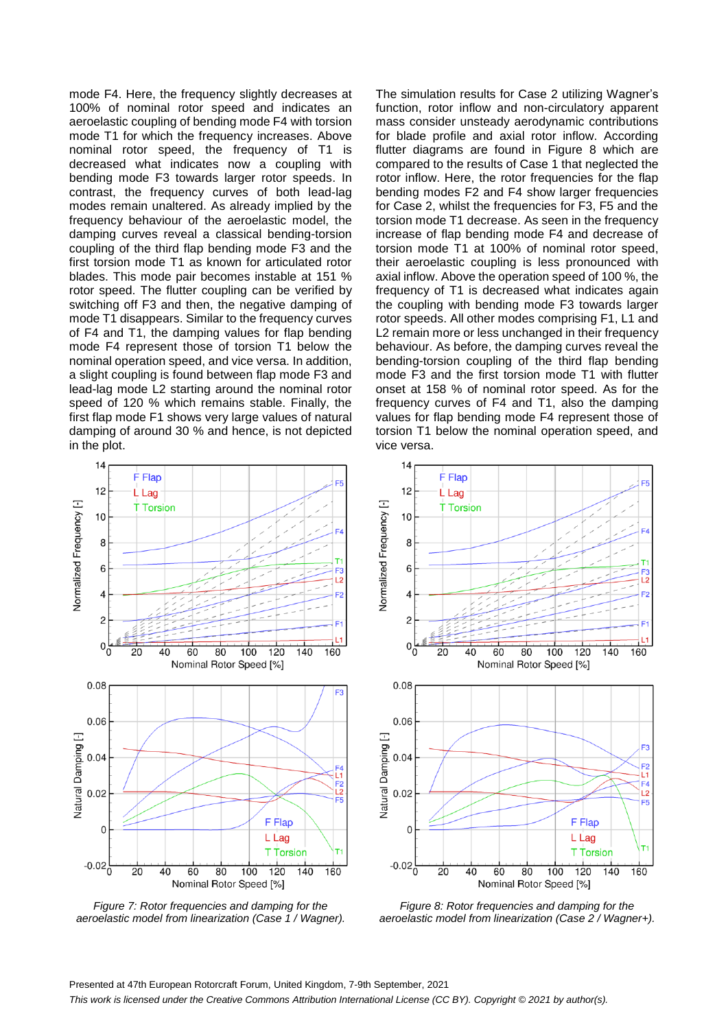mode F4. Here, the frequency slightly decreases at 100% of nominal rotor speed and indicates an aeroelastic coupling of bending mode F4 with torsion mode T1 for which the frequency increases. Above nominal rotor speed, the frequency of T1 is decreased what indicates now a coupling with bending mode F3 towards larger rotor speeds. In contrast, the frequency curves of both lead-lag modes remain unaltered. As already implied by the frequency behaviour of the aeroelastic model, the damping curves reveal a classical bending-torsion coupling of the third flap bending mode F3 and the first torsion mode T1 as known for articulated rotor blades. This mode pair becomes instable at 151 % rotor speed. The flutter coupling can be verified by switching off F3 and then, the negative damping of mode T1 disappears. Similar to the frequency curves of F4 and T1, the damping values for flap bending mode F4 represent those of torsion T1 below the nominal operation speed, and vice versa. In addition, a slight coupling is found between flap mode F3 and lead-lag mode L2 starting around the nominal rotor speed of 120 % which remains stable. Finally, the first flap mode F1 shows very large values of natural damping of around 30 % and hence, is not depicted in the plot.

The simulation results for Case 2 utilizing Wagner's function, rotor inflow and non-circulatory apparent mass consider unsteady aerodynamic contributions for blade profile and axial rotor inflow. According flutter diagrams are found in Figure 8 which are compared to the results of Case 1 that neglected the rotor inflow. Here, the rotor frequencies for the flap bending modes F2 and F4 show larger frequencies for Case 2, whilst the frequencies for F3, F5 and the torsion mode T1 decrease. As seen in the frequency increase of flap bending mode F4 and decrease of torsion mode T1 at 100% of nominal rotor speed, their aeroelastic coupling is less pronounced with axial inflow. Above the operation speed of 100 %, the frequency of T1 is decreased what indicates again the coupling with bending mode F3 towards larger rotor speeds. All other modes comprising F1, L1 and L2 remain more or less unchanged in their frequency behaviour. As before, the damping curves reveal the bending-torsion coupling of the third flap bending mode F3 and the first torsion mode T1 with flutter onset at 158 % of nominal rotor speed. As for the frequency curves of F4 and T1, also the damping values for flap bending mode F4 represent those of torsion T1 below the nominal operation speed, and vice versa.

*Figure 7: Rotor frequencies and damping for the aeroelastic model from linearization (Case 1 / Wagner).*

*Figure 8: Rotor frequencies and damping for the aeroelastic model from linearization (Case 2 / Wagner+).*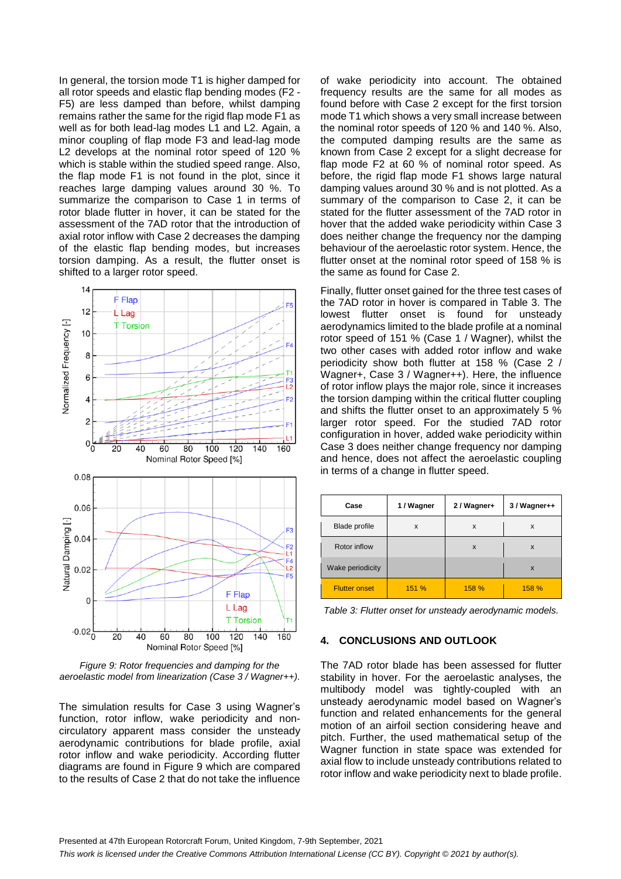In general, the torsion mode T1 is higher damped for all rotor speeds and elastic flap bending modes (F2 - F5) are less damped than before, whilst damping remains rather the same for the rigid flap mode F1 as well as for both lead-lag modes L1 and L2. Again, a minor coupling of flap mode F3 and lead-lag mode L2 develops at the nominal rotor speed of 120 % which is stable within the studied speed range. Also, the flap mode F1 is not found in the plot, since it reaches large damping values around 30 %. To summarize the comparison to Case 1 in terms of rotor blade flutter in hover, it can be stated for the assessment of the 7AD rotor that the introduction of axial rotor inflow with Case 2 decreases the damping of the elastic flap bending modes, but increases torsion damping. As a result, the flutter onset is shifted to a larger rotor speed.

*Figure 9: Rotor frequencies and damping for the aeroelastic model from linearization (Case 3 / Wagner++).*

The simulation results for Case 3 using Wagner's function, rotor inflow, wake periodicity and non-circulatory apparent mass consider the unsteady aerodynamic contributions for blade profile, axial rotor inflow and wake periodicity. According flutter diagrams are found in Figure 9 which are compared to the results of Case 2 that do not take the influence of wake periodicity into account. The obtained frequency results are the same for all modes as found before with Case 2 except for the first torsion mode T1 which shows a very small increase between the nominal rotor speeds of 120 % and 140 %. Also, the computed damping results are the same as known from Case 2 except for a slight decrease for flap mode F2 at 60 % of nominal rotor speed. As before, the rigid flap mode F1 shows large natural damping values around 30 % and is not plotted. As a summary of the comparison to Case 2, it can be stated for the flutter assessment of the 7AD rotor in hover that the added wake periodicity within Case 3 does neither change the frequency nor the damping behaviour of the aeroelastic rotor system. Hence, the flutter onset at the nominal rotor speed of 158 % is the same as found for Case 2.

Finally, flutter onset gained for the three test cases of the 7AD rotor in hover is compared in Table 3. The lowest flutter onset is found for unsteady aerodynamics limited to the blade profile at a nominal rotor speed of 151 % (Case 1 / Wagner), whilst the two other cases with added rotor inflow and wake periodicity show both flutter at 158 % (Case 2 / Wagner+, Case 3 / Wagner++). Here, the influence of rotor inflow plays the major role, since it increases the torsion damping within the critical flutter coupling and shifts the flutter onset to an approximately 5 % larger rotor speed. For the studied 7AD rotor configuration in hover, added wake periodicity within Case 3 does neither change frequency nor damping and hence, does not affect the aeroelastic coupling in terms of a change in flutter speed.

| Case | 1 / Wagner | 2 / Wagner+ | 3 / Wagner++ |
|---|---|---|---|
| Blade profile | x | x | x |
| Rotor inflow | | x | x |
| Wake periodicity | | | x |
| Flutter onset | 151 % | 158 % | 158 % |

*Table 3: Flutter onset for unsteady aerodynamic models.*

## 4. CONCLUSIONS AND OUTLOOK

The 7AD rotor blade has been assessed for flutter stability in hover. For the aeroelastic analyses, the multibody model was tightly-coupled with an unsteady aerodynamic model based on Wagner's function and related enhancements for the general motion of an airfoil section considering heave and pitch. Further, the used mathematical setup of the Wagner function in state space was extended for axial flow to include unsteady contributions related to rotor inflow and wake periodicity next to blade profile.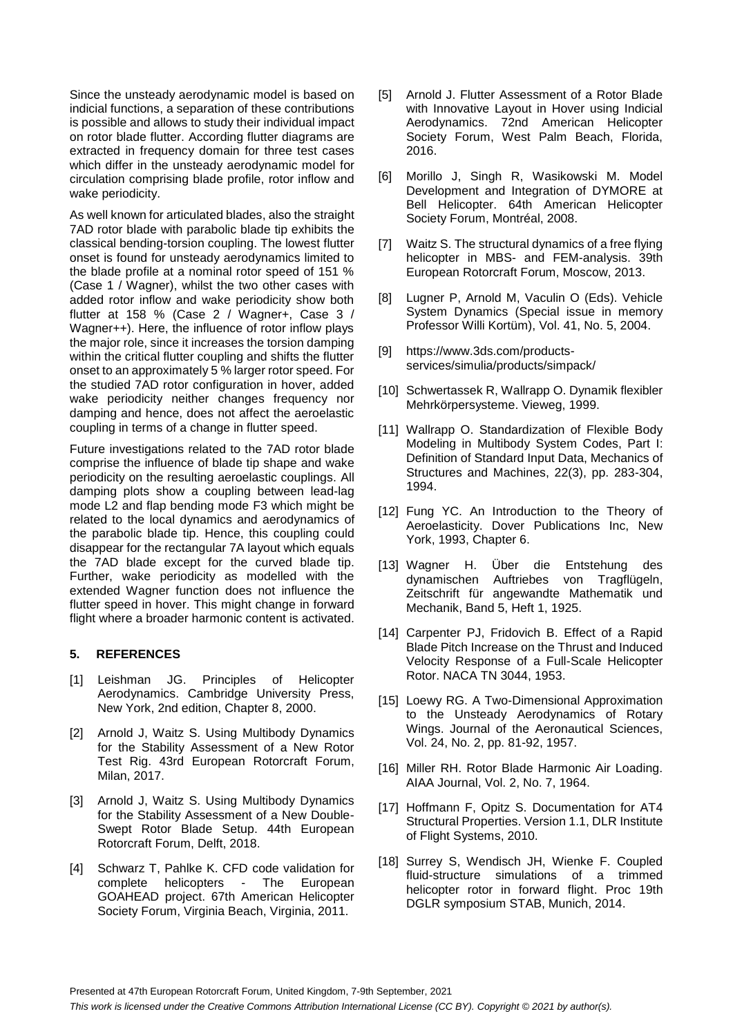Since the unsteady aerodynamic model is based on indicial functions, a separation of these contributions is possible and allows to study their individual impact on rotor blade flutter. According flutter diagrams are extracted in frequency domain for three test cases which differ in the unsteady aerodynamic model for circulation comprising blade profile, rotor inflow and wake periodicity.

As well known for articulated blades, also the straight 7AD rotor blade with parabolic blade tip exhibits the classical bending-torsion coupling. The lowest flutter onset is found for unsteady aerodynamics limited to the blade profile at a nominal rotor speed of 151 % (Case 1 / Wagner), whilst the two other cases with added rotor inflow and wake periodicity show both flutter at 158 % (Case 2 / Wagner+, Case 3 / Wagner++). Here, the influence of rotor inflow plays the major role, since it increases the torsion damping within the critical flutter coupling and shifts the flutter onset to an approximately 5 % larger rotor speed. For the studied 7AD rotor configuration in hover, added wake periodicity neither changes frequency nor damping and hence, does not affect the aeroelastic coupling in terms of a change in flutter speed.

Future investigations related to the 7AD rotor blade comprise the influence of blade tip shape and wake periodicity on the resulting aeroelastic couplings. All damping plots show a coupling between lead-lag mode L2 and flap bending mode F3 which might be related to the local dynamics and aerodynamics of the parabolic blade tip. Hence, this coupling could disappear for the rectangular 7A layout which equals the 7AD blade except for the curved blade tip. Further, wake periodicity as modelled with the extended Wagner function does not influence the flutter speed in hover. This might change in forward flight where a broader harmonic content is activated.

## 5. REFERENCES

[1] Leishman JG. Principles of Helicopter Aerodynamics. Cambridge University Press, New York, 2nd edition, Chapter 8, 2000.

[2] Arnold J, Waitz S. Using Multibody Dynamics for the Stability Assessment of a New Rotor Test Rig. 43rd European Rotorcraft Forum, Milan, 2017.

[3] Arnold J, Waitz S. Using Multibody Dynamics for the Stability Assessment of a New Double-Swept Rotor Blade Setup. 44th European Rotorcraft Forum, Delft, 2018.

[4] Schwarz T, Pahlke K. CFD code validation for complete helicopters - The European GOAHEAD project. 67th American Helicopter Society Forum, Virginia Beach, Virginia, 2011.

[5] Arnold J. Flutter Assessment of a Rotor Blade with Innovative Layout in Hover using Indicial Aerodynamics. 72nd American Helicopter Society Forum, West Palm Beach, Florida, 2016.

[6] Morillo J, Singh R, Wasikowski M. Model Development and Integration of DYMORE at Bell Helicopter. 64th American Helicopter Society Forum, Montréal, 2008.

[7] Waitz S. The structural dynamics of a free flying helicopter in MBS- and FEM-analysis. 39th European Rotorcraft Forum, Moscow, 2013.

[8] Lugner P, Arnold M, Vaculin O (Eds). Vehicle System Dynamics (Special issue in memory Professor Willi Kortüm), Vol. 41, No. 5, 2004.

[9] https://www.3ds.com/products-services/simulia/products/simpack/

[10] Schwertassek R, Wallrapp O. Dynamik flexibler Mehrkörpersysteme. Vieweg, 1999.

[11] Wallrapp O. Standardization of Flexible Body Modeling in Multibody System Codes, Part I: Definition of Standard Input Data, Mechanics of Structures and Machines, 22(3), pp. 283-304, 1994.

[12] Fung YC. An Introduction to the Theory of Aeroelasticity. Dover Publications Inc, New York, 1993, Chapter 6.

[13] Wagner H. Über die Entstehung des dynamischen Auftriebes von Tragflügeln, Zeitschrift für angewandte Mathematik und Mechanik, Band 5, Heft 1, 1925.

[14] Carpenter PJ, Fridovich B. Effect of a Rapid Blade Pitch Increase on the Thrust and Induced Velocity Response of a Full-Scale Helicopter Rotor. NACA TN 3044, 1953.

[15] Loewy RG. A Two-Dimensional Approximation to the Unsteady Aerodynamics of Rotary Wings. Journal of the Aeronautical Sciences, Vol. 24, No. 2, pp. 81-92, 1957.

[16] Miller RH. Rotor Blade Harmonic Air Loading. AIAA Journal, Vol. 2, No. 7, 1964.

[17] Hoffmann F, Opitz S. Documentation for AT4 Structural Properties. Version 1.1, DLR Institute of Flight Systems, 2010.

[18] Surrey S, Wendisch JH, Wienke F. Coupled fluid-structure simulations of a trimmed helicopter rotor in forward flight. Proc 19th DGLR symposium STAB, Munich, 2014.